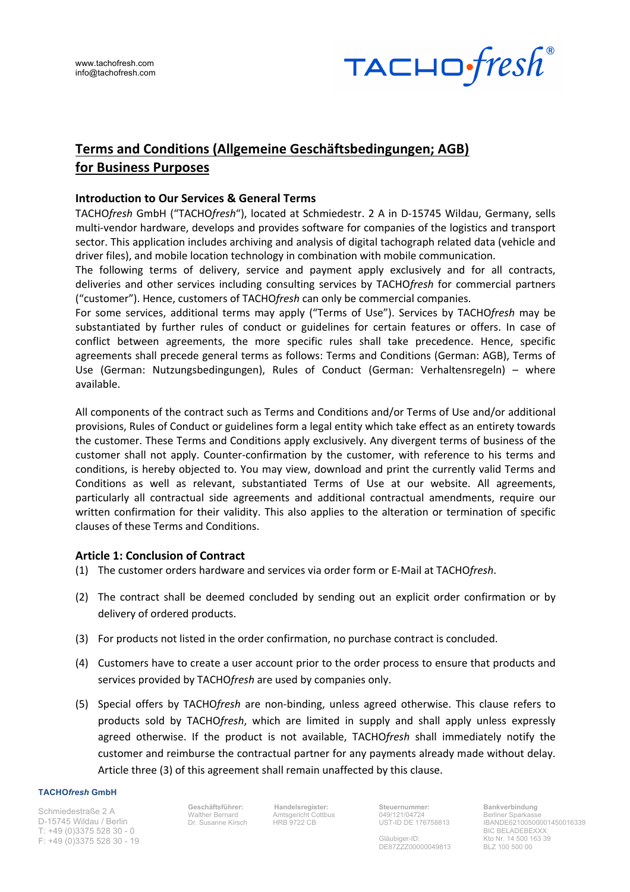www.tachofresh.com
info@tachofresh.com

# Terms and Conditions (Allgemeine Geschäftsbedingungen; AGB) for Business Purposes

## Introduction to Our Services & General Terms

TACHO*fresh* GmbH ("TACHO*fresh*"), located at Schmiedestr. 2 A in D-15745 Wildau, Germany, sells multi-vendor hardware, develops and provides software for companies of the logistics and transport sector. This application includes archiving and analysis of digital tachograph related data (vehicle and driver files), and mobile location technology in combination with mobile communication.

The following terms of delivery, service and payment apply exclusively and for all contracts, deliveries and other services including consulting services by TACHO*fresh* for commercial partners ("customer"). Hence, customers of TACHO*fresh* can only be commercial companies.

For some services, additional terms may apply ("Terms of Use"). Services by TACHO*fresh* may be substantiated by further rules of conduct or guidelines for certain features or offers. In case of conflict between agreements, the more specific rules shall take precedence. Hence, specific agreements shall precede general terms as follows: Terms and Conditions (German: AGB), Terms of Use (German: Nutzungsbedingungen), Rules of Conduct (German: Verhaltensregeln) – where available.

All components of the contract such as Terms and Conditions and/or Terms of Use and/or additional provisions, Rules of Conduct or guidelines form a legal entity which take effect as an entirety towards the customer. These Terms and Conditions apply exclusively. Any divergent terms of business of the customer shall not apply. Counter-confirmation by the customer, with reference to his terms and conditions, is hereby objected to. You may view, download and print the currently valid Terms and Conditions as well as relevant, substantiated Terms of Use at our website. All agreements, particularly all contractual side agreements and additional contractual amendments, require our written confirmation for their validity. This also applies to the alteration or termination of specific clauses of these Terms and Conditions.

## Article 1: Conclusion of Contract

(1) The customer orders hardware and services via order form or E-Mail at TACHO*fresh*.

(2) The contract shall be deemed concluded by sending out an explicit order confirmation or by delivery of ordered products.

(3) For products not listed in the order confirmation, no purchase contract is concluded.

(4) Customers have to create a user account prior to the order process to ensure that products and services provided by TACHO*fresh* are used by companies only.

(5) Special offers by TACHO*fresh* are non-binding, unless agreed otherwise. This clause refers to products sold by TACHO*fresh*, which are limited in supply and shall apply unless expressly agreed otherwise. If the product is not available, TACHO*fresh* shall immediately notify the customer and reimburse the contractual partner for any payments already made without delay. Article three (3) of this agreement shall remain unaffected by this clause.

**TACHO*fresh* GmbH**

Schmiedestraße 2 A
D-15745 Wildau / Berlin
T: +49 (0)3375 528 30 - 0
F: +49 (0)3375 528 30 - 19

**Geschäftsführer:**
Walther Bernard
Dr. Susanne Kirsch

**Handelsregister:**
Amtsgericht Cottbus
HRB 9722 CB

**Steuernummer:**
049/121/04724
UST-ID DE 176758813

Gläubiger-ID:
DE87ZZZ00000049813

**Bankverbindung**
Berliner Sparkasse
IBANDE62100500001450016339
BIC BELADEBEXXX
Kto Nr. 14 500 163 39
BLZ 100 500 00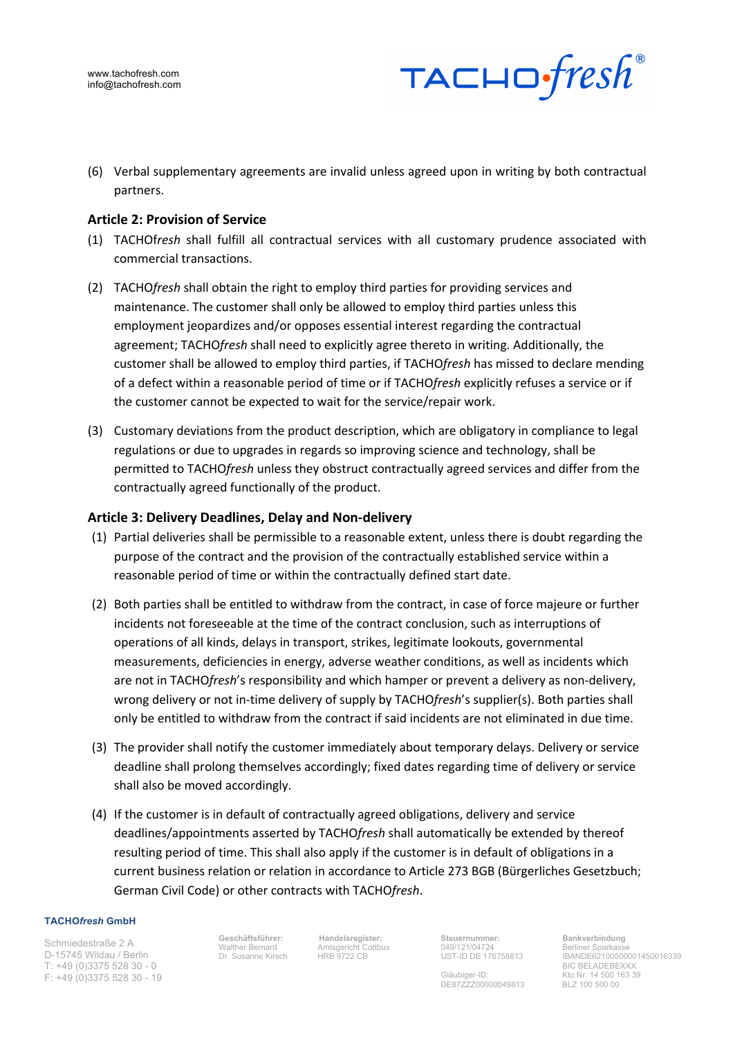(6) Verbal supplementary agreements are invalid unless agreed upon in writing by both contractual partners.

### Article 2: Provision of Service

(1) TACHO*fresh* shall fulfill all contractual services with all customary prudence associated with commercial transactions.

(2) TACHO*fresh* shall obtain the right to employ third parties for providing services and maintenance. The customer shall only be allowed to employ third parties unless this employment jeopardizes and/or opposes essential interest regarding the contractual agreement; TACHO*fresh* shall need to explicitly agree thereto in writing. Additionally, the customer shall be allowed to employ third parties, if TACHO*fresh* has missed to declare mending of a defect within a reasonable period of time or if TACHO*fresh* explicitly refuses a service or if the customer cannot be expected to wait for the service/repair work.

(3) Customary deviations from the product description, which are obligatory in compliance to legal regulations or due to upgrades in regards so improving science and technology, shall be permitted to TACHO*fresh* unless they obstruct contractually agreed services and differ from the contractually agreed functionally of the product.

### Article 3: Delivery Deadlines, Delay and Non-delivery

(1) Partial deliveries shall be permissible to a reasonable extent, unless there is doubt regarding the purpose of the contract and the provision of the contractually established service within a reasonable period of time or within the contractually defined start date.

(2) Both parties shall be entitled to withdraw from the contract, in case of force majeure or further incidents not foreseeable at the time of the contract conclusion, such as interruptions of operations of all kinds, delays in transport, strikes, legitimate lookouts, governmental measurements, deficiencies in energy, adverse weather conditions, as well as incidents which are not in TACHO*fresh*'s responsibility and which hamper or prevent a delivery as non-delivery, wrong delivery or not in-time delivery of supply by TACHO*fresh*'s supplier(s). Both parties shall only be entitled to withdraw from the contract if said incidents are not eliminated in due time.

(3) The provider shall notify the customer immediately about temporary delays. Delivery or service deadline shall prolong themselves accordingly; fixed dates regarding time of delivery or service shall also be moved accordingly.

(4) If the customer is in default of contractually agreed obligations, delivery and service deadlines/appointments asserted by TACHO*fresh* shall automatically be extended by thereof resulting period of time. This shall also apply if the customer is in default of obligations in a current business relation or relation in accordance to Article 273 BGB (Bürgerliches Gesetzbuch; German Civil Code) or other contracts with TACHO*fresh*.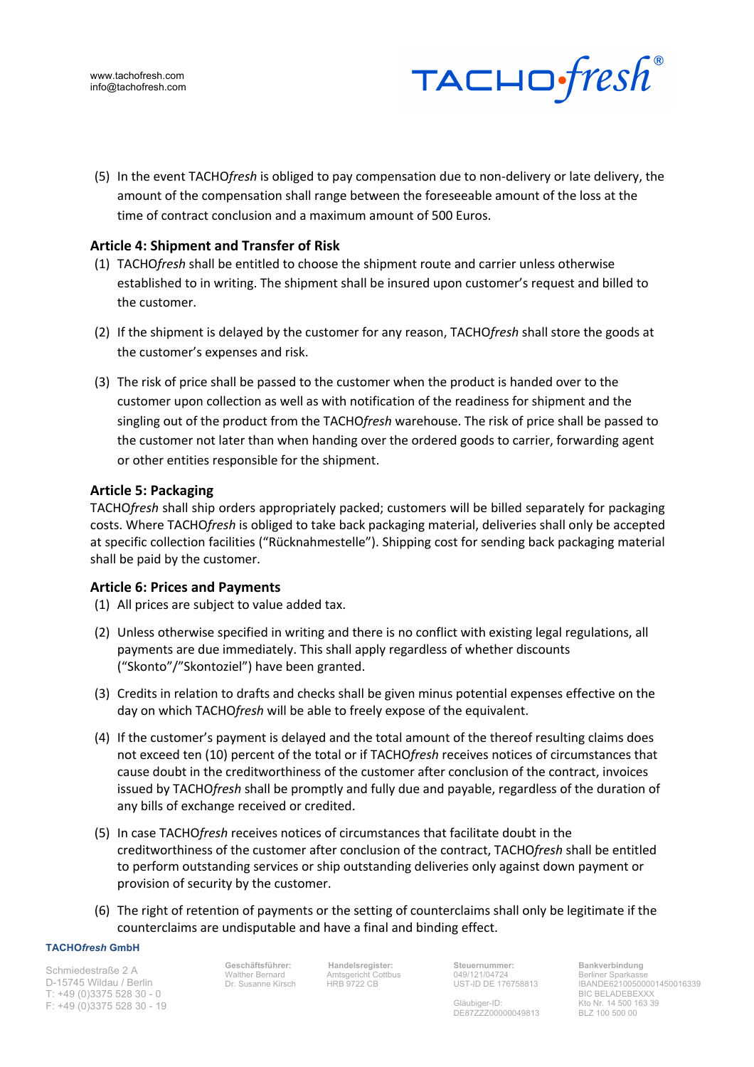(5) In the event TACHO*fresh* is obliged to pay compensation due to non-delivery or late delivery, the amount of the compensation shall range between the foreseeable amount of the loss at the time of contract conclusion and a maximum amount of 500 Euros.

### Article 4: Shipment and Transfer of Risk

(1) TACHO*fresh* shall be entitled to choose the shipment route and carrier unless otherwise established to in writing. The shipment shall be insured upon customer's request and billed to the customer.

(2) If the shipment is delayed by the customer for any reason, TACHO*fresh* shall store the goods at the customer's expenses and risk.

(3) The risk of price shall be passed to the customer when the product is handed over to the customer upon collection as well as with notification of the readiness for shipment and the singling out of the product from the TACHO*fresh* warehouse. The risk of price shall be passed to the customer not later than when handing over the ordered goods to carrier, forwarding agent or other entities responsible for the shipment.

### Article 5: Packaging

TACHO*fresh* shall ship orders appropriately packed; customers will be billed separately for packaging costs. Where TACHO*fresh* is obliged to take back packaging material, deliveries shall only be accepted at specific collection facilities ("Rücknahmestelle"). Shipping cost for sending back packaging material shall be paid by the customer.

### Article 6: Prices and Payments

(1) All prices are subject to value added tax.

(2) Unless otherwise specified in writing and there is no conflict with existing legal regulations, all payments are due immediately. This shall apply regardless of whether discounts ("Skonto"/"Skontoziel") have been granted.

(3) Credits in relation to drafts and checks shall be given minus potential expenses effective on the day on which TACHO*fresh* will be able to freely expose of the equivalent.

(4) If the customer's payment is delayed and the total amount of the thereof resulting claims does not exceed ten (10) percent of the total or if TACHO*fresh* receives notices of circumstances that cause doubt in the creditworthiness of the customer after conclusion of the contract, invoices issued by TACHO*fresh* shall be promptly and fully due and payable, regardless of the duration of any bills of exchange received or credited.

(5) In case TACHO*fresh* receives notices of circumstances that facilitate doubt in the creditworthiness of the customer after conclusion of the contract, TACHO*fresh* shall be entitled to perform outstanding services or ship outstanding deliveries only against down payment or provision of security by the customer.

(6) The right of retention of payments or the setting of counterclaims shall only be legitimate if the counterclaims are undisputable and have a final and binding effect.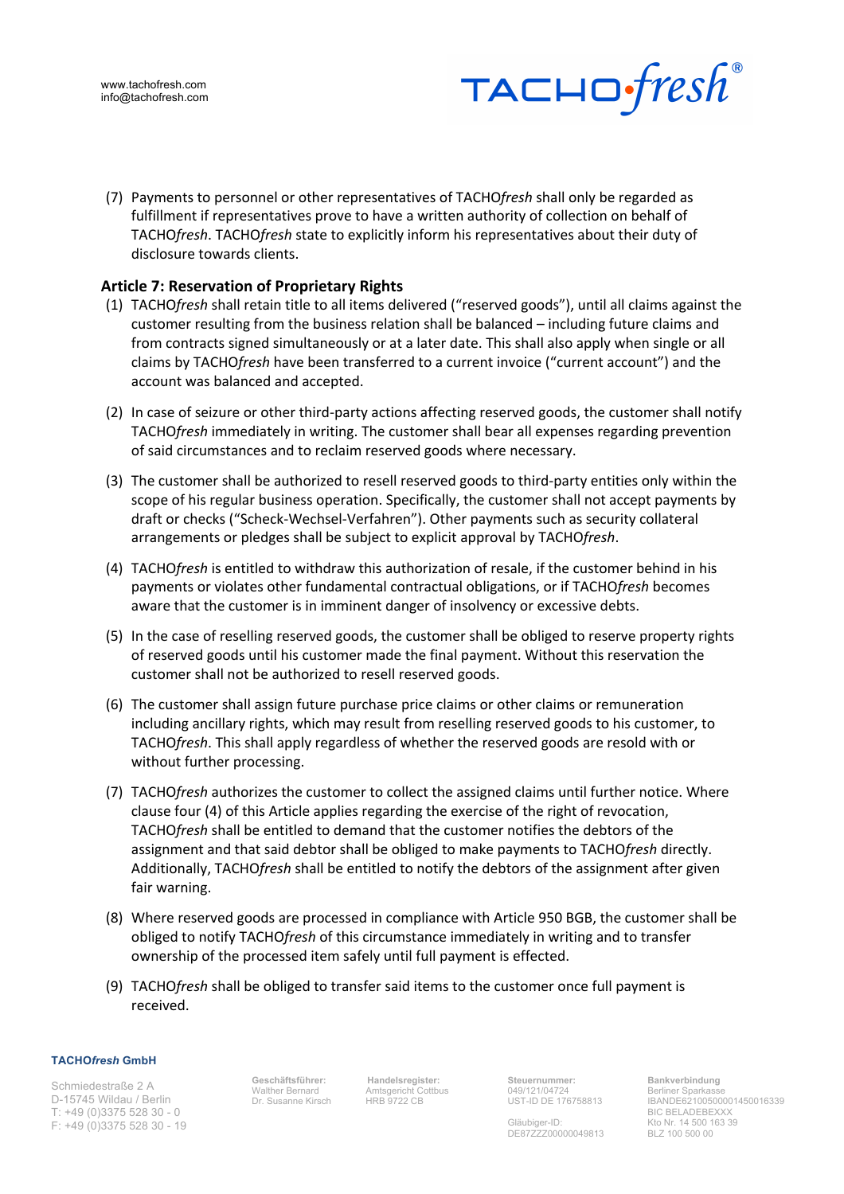(7) Payments to personnel or other representatives of TACHO*fresh* shall only be regarded as fulfillment if representatives prove to have a written authority of collection on behalf of TACHO*fresh*. TACHO*fresh* state to explicitly inform his representatives about their duty of disclosure towards clients.

## Article 7: Reservation of Proprietary Rights

(1) TACHO*fresh* shall retain title to all items delivered (“reserved goods”), until all claims against the customer resulting from the business relation shall be balanced – including future claims and from contracts signed simultaneously or at a later date. This shall also apply when single or all claims by TACHO*fresh* have been transferred to a current invoice (“current account”) and the account was balanced and accepted.

(2) In case of seizure or other third-party actions affecting reserved goods, the customer shall notify TACHO*fresh* immediately in writing. The customer shall bear all expenses regarding prevention of said circumstances and to reclaim reserved goods where necessary.

(3) The customer shall be authorized to resell reserved goods to third-party entities only within the scope of his regular business operation. Specifically, the customer shall not accept payments by draft or checks (“Scheck-Wechsel-Verfahren”). Other payments such as security collateral arrangements or pledges shall be subject to explicit approval by TACHO*fresh*.

(4) TACHO*fresh* is entitled to withdraw this authorization of resale, if the customer behind in his payments or violates other fundamental contractual obligations, or if TACHO*fresh* becomes aware that the customer is in imminent danger of insolvency or excessive debts.

(5) In the case of reselling reserved goods, the customer shall be obliged to reserve property rights of reserved goods until his customer made the final payment. Without this reservation the customer shall not be authorized to resell reserved goods.

(6) The customer shall assign future purchase price claims or other claims or remuneration including ancillary rights, which may result from reselling reserved goods to his customer, to TACHO*fresh*. This shall apply regardless of whether the reserved goods are resold with or without further processing.

(7) TACHO*fresh* authorizes the customer to collect the assigned claims until further notice. Where clause four (4) of this Article applies regarding the exercise of the right of revocation, TACHO*fresh* shall be entitled to demand that the customer notifies the debtors of the assignment and that said debtor shall be obliged to make payments to TACHO*fresh* directly. Additionally, TACHO*fresh* shall be entitled to notify the debtors of the assignment after given fair warning.

(8) Where reserved goods are processed in compliance with Article 950 BGB, the customer shall be obliged to notify TACHO*fresh* of this circumstance immediately in writing and to transfer ownership of the processed item safely until full payment is effected.

(9) TACHO*fresh* shall be obliged to transfer said items to the customer once full payment is received.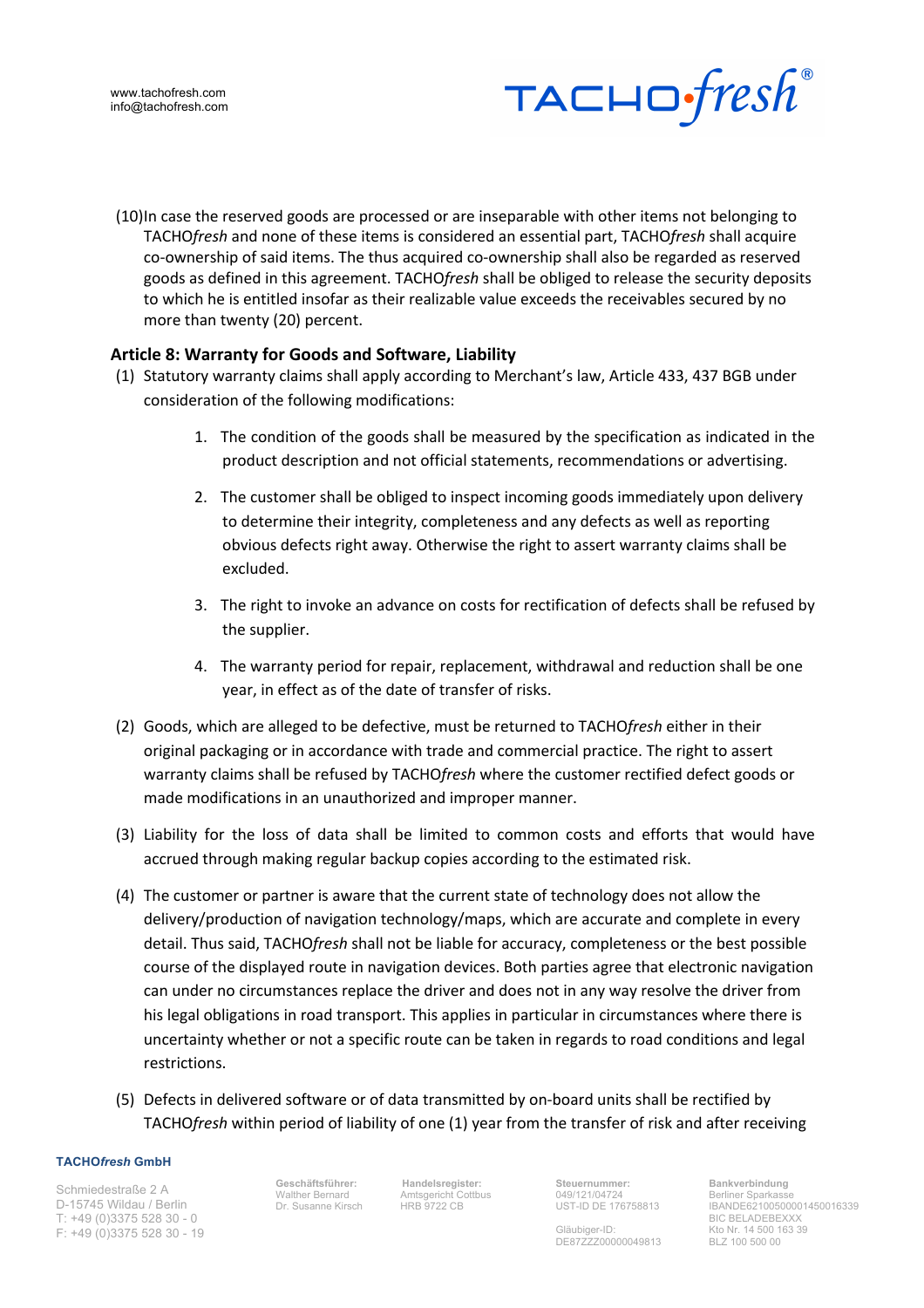(10) In case the reserved goods are processed or are inseparable with other items not belonging to TACHO*fresh* and none of these items is considered an essential part, TACHO*fresh* shall acquire co-ownership of said items. The thus acquired co-ownership shall also be regarded as reserved goods as defined in this agreement. TACHO*fresh* shall be obliged to release the security deposits to which he is entitled insofar as their realizable value exceeds the receivables secured by no more than twenty (20) percent.

### Article 8: Warranty for Goods and Software, Liability

(1) Statutory warranty claims shall apply according to Merchant's law, Article 433, 437 BGB under consideration of the following modifications:

1. The condition of the goods shall be measured by the specification as indicated in the product description and not official statements, recommendations or advertising.
2. The customer shall be obliged to inspect incoming goods immediately upon delivery to determine their integrity, completeness and any defects as well as reporting obvious defects right away. Otherwise the right to assert warranty claims shall be excluded.
3. The right to invoke an advance on costs for rectification of defects shall be refused by the supplier.
4. The warranty period for repair, replacement, withdrawal and reduction shall be one year, in effect as of the date of transfer of risks.

(2) Goods, which are alleged to be defective, must be returned to TACHO*fresh* either in their original packaging or in accordance with trade and commercial practice. The right to assert warranty claims shall be refused by TACHO*fresh* where the customer rectified defect goods or made modifications in an unauthorized and improper manner.

(3) Liability for the loss of data shall be limited to common costs and efforts that would have accrued through making regular backup copies according to the estimated risk.

(4) The customer or partner is aware that the current state of technology does not allow the delivery/production of navigation technology/maps, which are accurate and complete in every detail. Thus said, TACHO*fresh* shall not be liable for accuracy, completeness or the best possible course of the displayed route in navigation devices. Both parties agree that electronic navigation can under no circumstances replace the driver and does not in any way resolve the driver from his legal obligations in road transport. This applies in particular in circumstances where there is uncertainty whether or not a specific route can be taken in regards to road conditions and legal restrictions.

(5) Defects in delivered software or of data transmitted by on-board units shall be rectified by TACHO*fresh* within period of liability of one (1) year from the transfer of risk and after receiving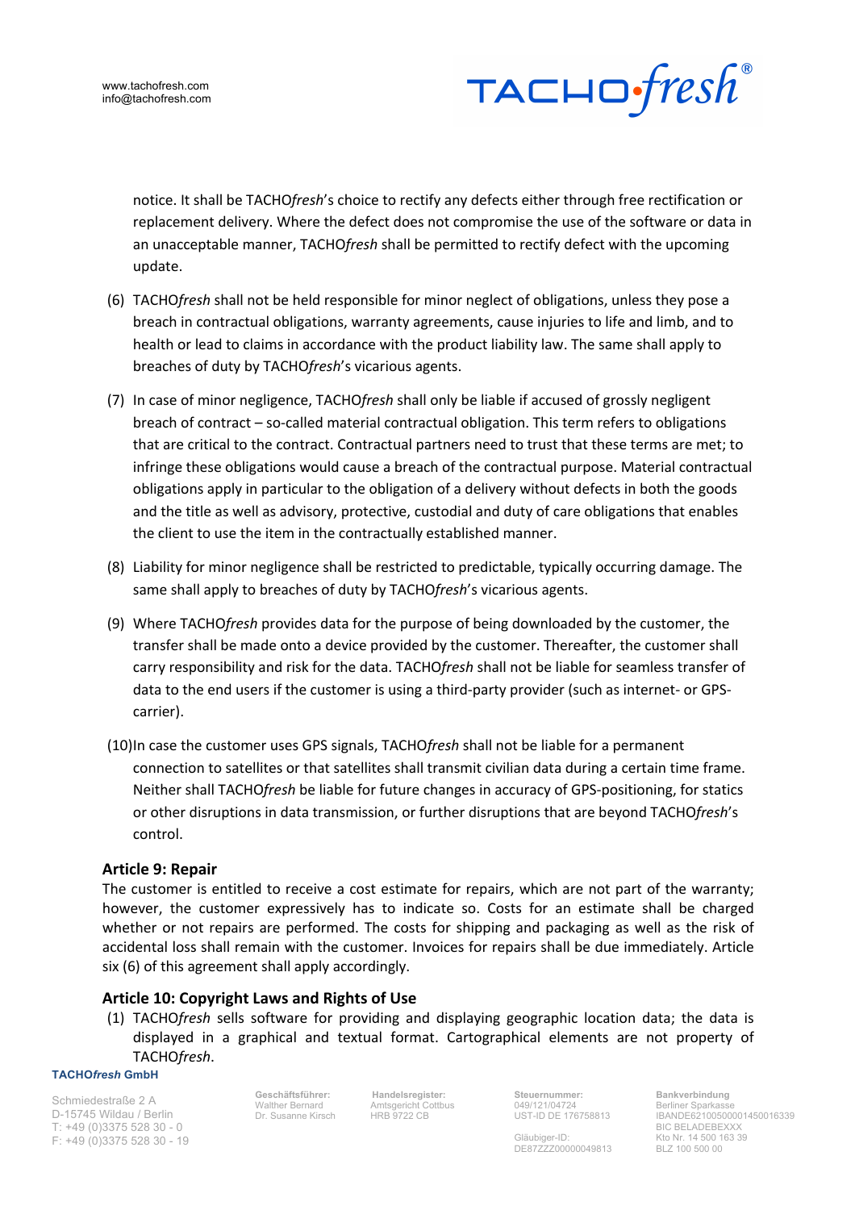notice. It shall be TACHO*fresh*'s choice to rectify any defects either through free rectification or replacement delivery. Where the defect does not compromise the use of the software or data in an unacceptable manner, TACHO*fresh* shall be permitted to rectify defect with the upcoming update.

(6) TACHO*fresh* shall not be held responsible for minor neglect of obligations, unless they pose a breach in contractual obligations, warranty agreements, cause injuries to life and limb, and to health or lead to claims in accordance with the product liability law. The same shall apply to breaches of duty by TACHO*fresh*'s vicarious agents.

(7) In case of minor negligence, TACHO*fresh* shall only be liable if accused of grossly negligent breach of contract – so-called material contractual obligation. This term refers to obligations that are critical to the contract. Contractual partners need to trust that these terms are met; to infringe these obligations would cause a breach of the contractual purpose. Material contractual obligations apply in particular to the obligation of a delivery without defects in both the goods and the title as well as advisory, protective, custodial and duty of care obligations that enables the client to use the item in the contractually established manner.

(8) Liability for minor negligence shall be restricted to predictable, typically occurring damage. The same shall apply to breaches of duty by TACHO*fresh*'s vicarious agents.

(9) Where TACHO*fresh* provides data for the purpose of being downloaded by the customer, the transfer shall be made onto a device provided by the customer. Thereafter, the customer shall carry responsibility and risk for the data. TACHO*fresh* shall not be liable for seamless transfer of data to the end users if the customer is using a third-party provider (such as internet- or GPS-carrier).

(10) In case the customer uses GPS signals, TACHO*fresh* shall not be liable for a permanent connection to satellites or that satellites shall transmit civilian data during a certain time frame. Neither shall TACHO*fresh* be liable for future changes in accuracy of GPS-positioning, for statics or other disruptions in data transmission, or further disruptions that are beyond TACHO*fresh*'s control.

### Article 9: Repair

The customer is entitled to receive a cost estimate for repairs, which are not part of the warranty; however, the customer expressively has to indicate so. Costs for an estimate shall be charged whether or not repairs are performed. The costs for shipping and packaging as well as the risk of accidental loss shall remain with the customer. Invoices for repairs shall be due immediately. Article six (6) of this agreement shall apply accordingly.

### Article 10: Copyright Laws and Rights of Use

(1) TACHO*fresh* sells software for providing and displaying geographic location data; the data is displayed in a graphical and textual format. Cartographical elements are not property of TACHO*fresh*.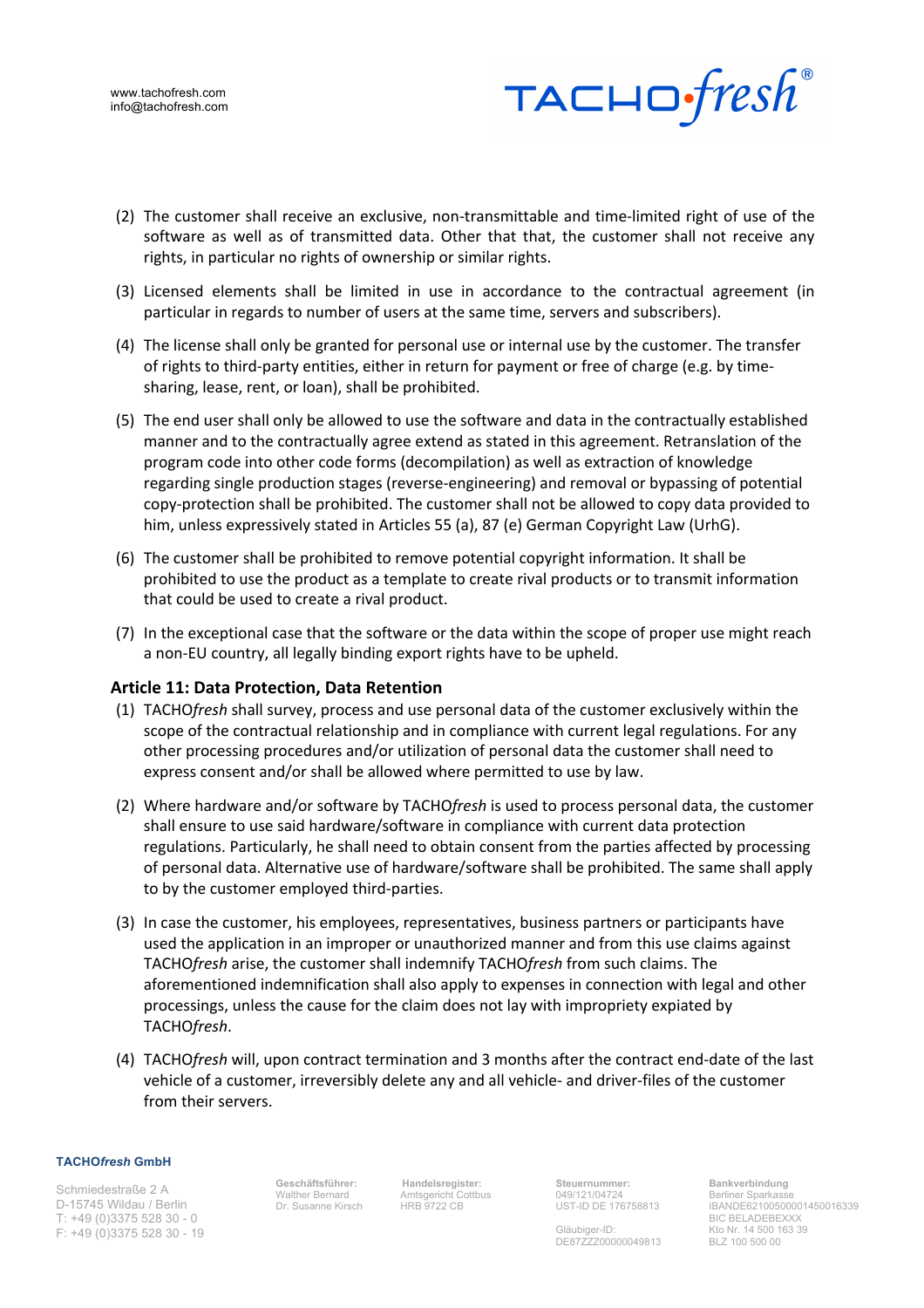(2) The customer shall receive an exclusive, non-transmittable and time-limited right of use of the software as well as of transmitted data. Other that that, the customer shall not receive any rights, in particular no rights of ownership or similar rights.

(3) Licensed elements shall be limited in use in accordance to the contractual agreement (in particular in regards to number of users at the same time, servers and subscribers).

(4) The license shall only be granted for personal use or internal use by the customer. The transfer of rights to third-party entities, either in return for payment or free of charge (e.g. by time-sharing, lease, rent, or loan), shall be prohibited.

(5) The end user shall only be allowed to use the software and data in the contractually established manner and to the contractually agree extend as stated in this agreement. Retranslation of the program code into other code forms (decompilation) as well as extraction of knowledge regarding single production stages (reverse-engineering) and removal or bypassing of potential copy-protection shall be prohibited. The customer shall not be allowed to copy data provided to him, unless expressively stated in Articles 55 (a), 87 (e) German Copyright Law (UrhG).

(6) The customer shall be prohibited to remove potential copyright information. It shall be prohibited to use the product as a template to create rival products or to transmit information that could be used to create a rival product.

(7) In the exceptional case that the software or the data within the scope of proper use might reach a non-EU country, all legally binding export rights have to be upheld.

## Article 11: Data Protection, Data Retention

(1) TACHO*fresh* shall survey, process and use personal data of the customer exclusively within the scope of the contractual relationship and in compliance with current legal regulations. For any other processing procedures and/or utilization of personal data the customer shall need to express consent and/or shall be allowed where permitted to use by law.

(2) Where hardware and/or software by TACHO*fresh* is used to process personal data, the customer shall ensure to use said hardware/software in compliance with current data protection regulations. Particularly, he shall need to obtain consent from the parties affected by processing of personal data. Alternative use of hardware/software shall be prohibited. The same shall apply to by the customer employed third-parties.

(3) In case the customer, his employees, representatives, business partners or participants have used the application in an improper or unauthorized manner and from this use claims against TACHO*fresh* arise, the customer shall indemnify TACHO*fresh* from such claims. The aforementioned indemnification shall also apply to expenses in connection with legal and other processings, unless the cause for the claim does not lay with impropriety expiated by TACHO*fresh*.

(4) TACHO*fresh* will, upon contract termination and 3 months after the contract end-date of the last vehicle of a customer, irreversibly delete any and all vehicle- and driver-files of the customer from their servers.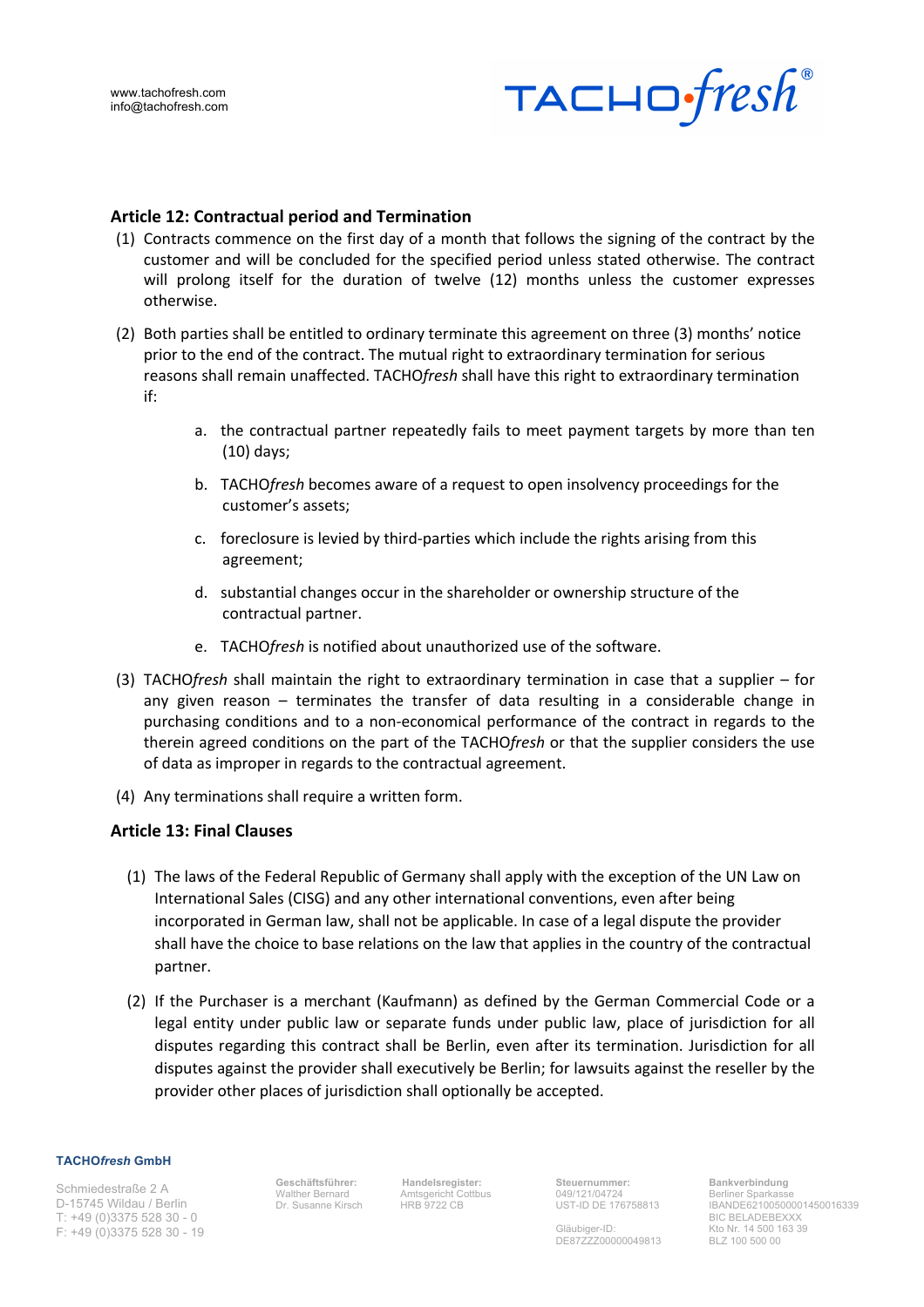## Article 12: Contractual period and Termination

(1) Contracts commence on the first day of a month that follows the signing of the contract by the customer and will be concluded for the specified period unless stated otherwise. The contract will prolong itself for the duration of twelve (12) months unless the customer expresses otherwise.

(2) Both parties shall be entitled to ordinary terminate this agreement on three (3) months' notice prior to the end of the contract. The mutual right to extraordinary termination for serious reasons shall remain unaffected. TACHO*fresh* shall have this right to extraordinary termination if:

   a. the contractual partner repeatedly fails to meet payment targets by more than ten (10) days;

   b. TACHO*fresh* becomes aware of a request to open insolvency proceedings for the customer's assets;

   c. foreclosure is levied by third-parties which include the rights arising from this agreement;

   d. substantial changes occur in the shareholder or ownership structure of the contractual partner.

   e. TACHO*fresh* is notified about unauthorized use of the software.

(3) TACHO*fresh* shall maintain the right to extraordinary termination in case that a supplier – for any given reason – terminates the transfer of data resulting in a considerable change in purchasing conditions and to a non-economical performance of the contract in regards to the therein agreed conditions on the part of the TACHO*fresh* or that the supplier considers the use of data as improper in regards to the contractual agreement.

(4) Any terminations shall require a written form.

## Article 13: Final Clauses

(1) The laws of the Federal Republic of Germany shall apply with the exception of the UN Law on International Sales (CISG) and any other international conventions, even after being incorporated in German law, shall not be applicable. In case of a legal dispute the provider shall have the choice to base relations on the law that applies in the country of the contractual partner.

(2) If the Purchaser is a merchant (Kaufmann) as defined by the German Commercial Code or a legal entity under public law or separate funds under public law, place of jurisdiction for all disputes regarding this contract shall be Berlin, even after its termination. Jurisdiction for all disputes against the provider shall executively be Berlin; for lawsuits against the reseller by the provider other places of jurisdiction shall optionally be accepted.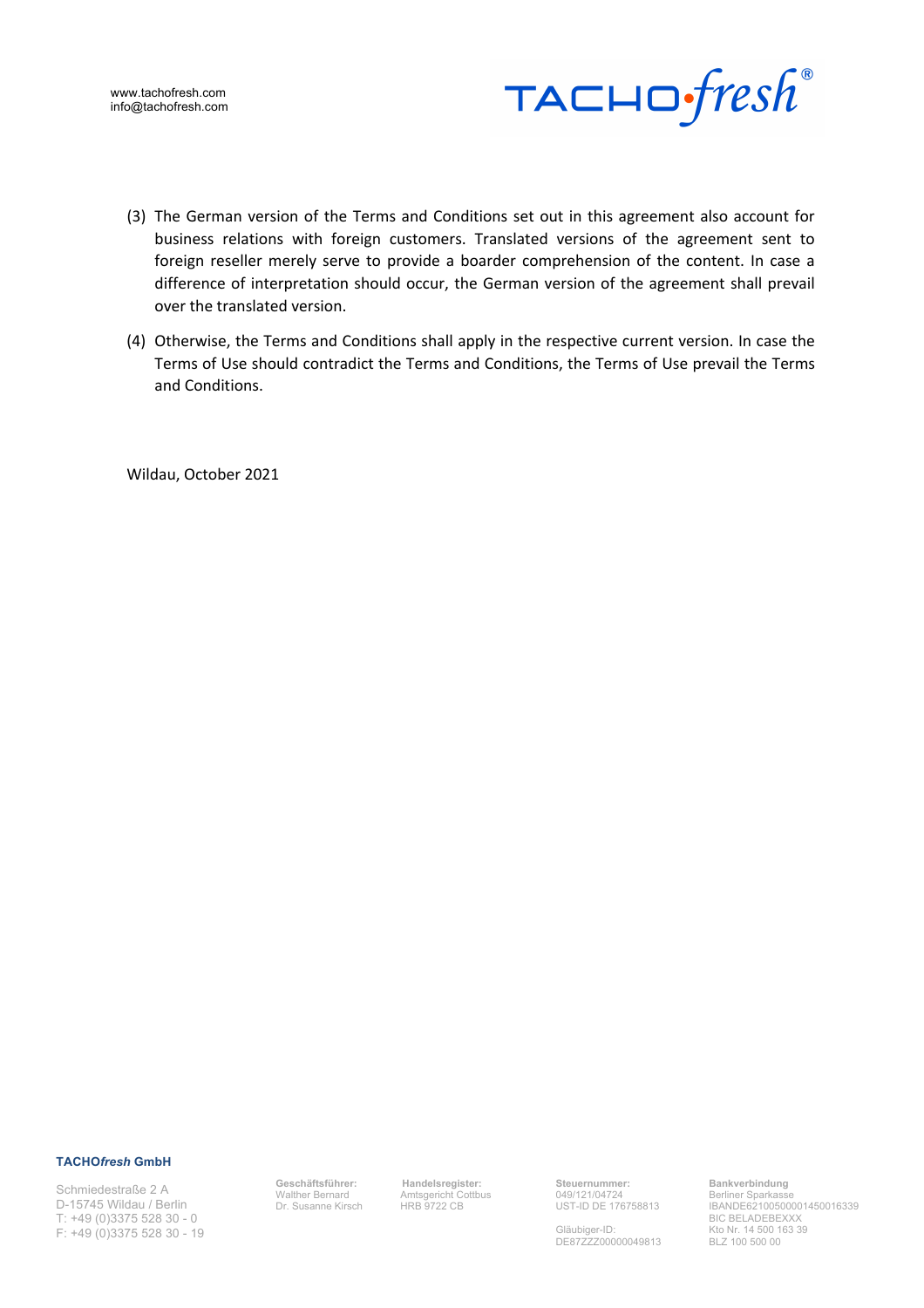(3) The German version of the Terms and Conditions set out in this agreement also account for business relations with foreign customers. Translated versions of the agreement sent to foreign reseller merely serve to provide a boarder comprehension of the content. In case a difference of interpretation should occur, the German version of the agreement shall prevail over the translated version.

(4) Otherwise, the Terms and Conditions shall apply in the respective current version. In case the Terms of Use should contradict the Terms and Conditions, the Terms of Use prevail the Terms and Conditions.

Wildau, October 2021